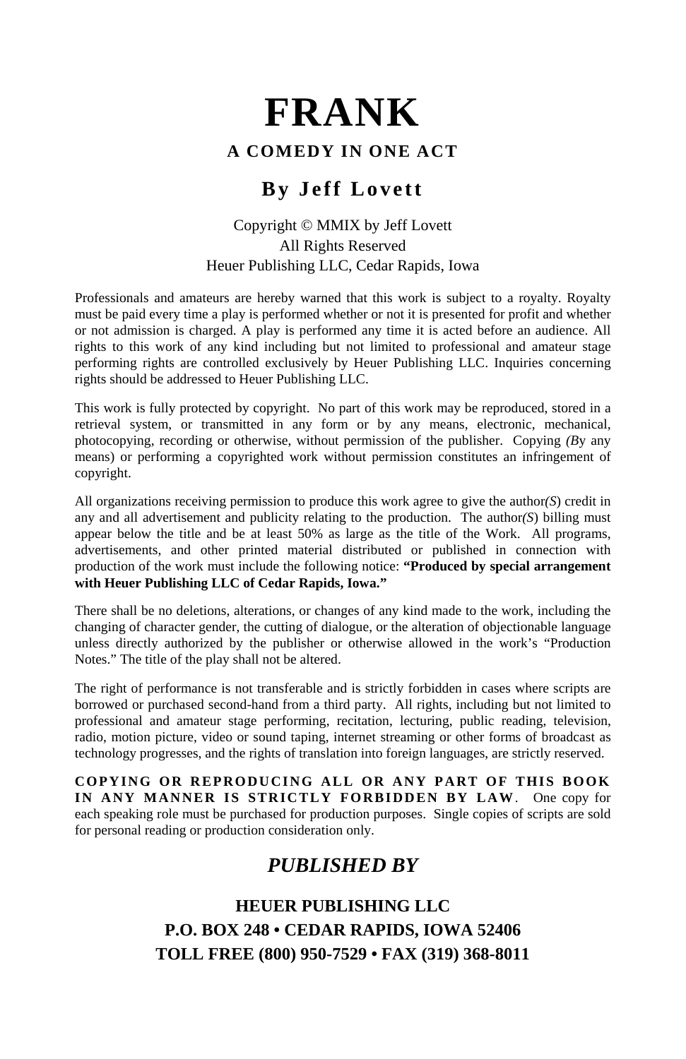# FRANK

## A COMEDY IN ONE ACT

## By Jeff Lovett

Copyright © MMIX by Jeff Lovett
All Rights Reserved
Heuer Publishing LLC, Cedar Rapids, Iowa

Professionals and amateurs are hereby warned that this work is subject to a royalty. Royalty must be paid every time a play is performed whether or not it is presented for profit and whether or not admission is charged. A play is performed any time it is acted before an audience. All rights to this work of any kind including but not limited to professional and amateur stage performing rights are controlled exclusively by Heuer Publishing LLC. Inquiries concerning rights should be addressed to Heuer Publishing LLC.

This work is fully protected by copyright. No part of this work may be reproduced, stored in a retrieval system, or transmitted in any form or by any means, electronic, mechanical, photocopying, recording or otherwise, without permission of the publisher. Copying *(B*y any means) or performing a copyrighted work without permission constitutes an infringement of copyright.

All organizations receiving permission to produce this work agree to give the author*(S*) credit in any and all advertisement and publicity relating to the production. The author*(S*) billing must appear below the title and be at least 50% as large as the title of the Work. All programs, advertisements, and other printed material distributed or published in connection with production of the work must include the following notice: **"Produced by special arrangement with Heuer Publishing LLC of Cedar Rapids, Iowa."**

There shall be no deletions, alterations, or changes of any kind made to the work, including the changing of character gender, the cutting of dialogue, or the alteration of objectionable language unless directly authorized by the publisher or otherwise allowed in the work's "Production Notes." The title of the play shall not be altered.

The right of performance is not transferable and is strictly forbidden in cases where scripts are borrowed or purchased second-hand from a third party. All rights, including but not limited to professional and amateur stage performing, recitation, lecturing, public reading, television, radio, motion picture, video or sound taping, internet streaming or other forms of broadcast as technology progresses, and the rights of translation into foreign languages, are strictly reserved.

**COPYING OR REPRODUCING ALL OR ANY PART OF THIS BOOK IN ANY MANNER IS STRICTLY FORBIDDEN BY LAW**. One copy for each speaking role must be purchased for production purposes. Single copies of scripts are sold for personal reading or production consideration only.

## *PUBLISHED BY*

**HEUER PUBLISHING LLC**
**P.O. BOX 248 • CEDAR RAPIDS, IOWA 52406**
**TOLL FREE (800) 950-7529 • FAX (319) 368-8011**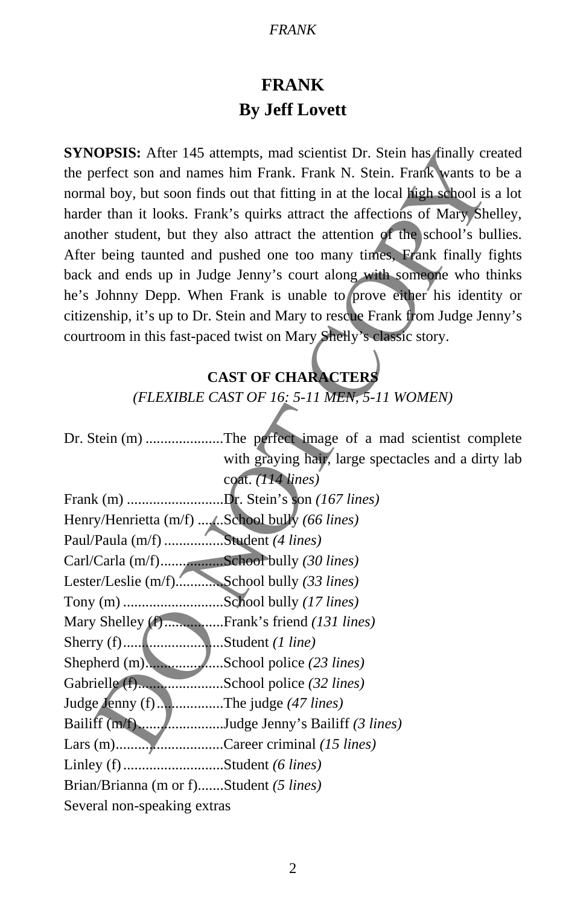# FRANK

## By Jeff Lovett

**SYNOPSIS:** After 145 attempts, mad scientist Dr. Stein has finally created the perfect son and names him Frank. Frank N. Stein. Frank wants to be a normal boy, but soon finds out that fitting in at the local high school is a lot harder than it looks. Frank's quirks attract the affections of Mary Shelley, another student, but they also attract the attention of the school's bullies. After being taunted and pushed one too many times, Frank finally fights back and ends up in Judge Jenny's court along with someone who thinks he's Johnny Depp. When Frank is unable to prove either his identity or citizenship, it's up to Dr. Stein and Mary to rescue Frank from Judge Jenny's courtroom in this fast-paced twist on Mary Shelly's classic story.

### CAST OF CHARACTERS

*(FLEXIBLE CAST OF 16: 5-11 MEN, 5-11 WOMEN)*

Dr. Stein (m) ....................The perfect image of a mad scientist complete with graying hair, large spectacles and a dirty lab coat. *(114 lines)*
Frank (m) ..........................Dr. Stein's son *(167 lines)*
Henry/Henrietta (m/f) .......School bully *(66 lines)*
Paul/Paula (m/f) ................Student *(4 lines)*
Carl/Carla (m/f).................School bully *(30 lines)*
Lester/Leslie (m/f).............School bully *(33 lines)*
Tony (m) ...........................School bully *(17 lines)*
Mary Shelley (f)................Frank's friend *(131 lines)*
Sherry (f)...........................Student *(1 line)*
Shepherd (m).....................School police *(23 lines)*
Gabrielle (f).......................School police *(32 lines)*
Judge Jenny (f)..................The judge *(47 lines)*
Bailiff (m/f).......................Judge Jenny's Bailiff *(3 lines)*
Lars (m).............................Career criminal *(15 lines)*
Linley (f)...........................Student *(6 lines)*
Brian/Brianna (m or f).......Student *(5 lines)*
Several non-speaking extras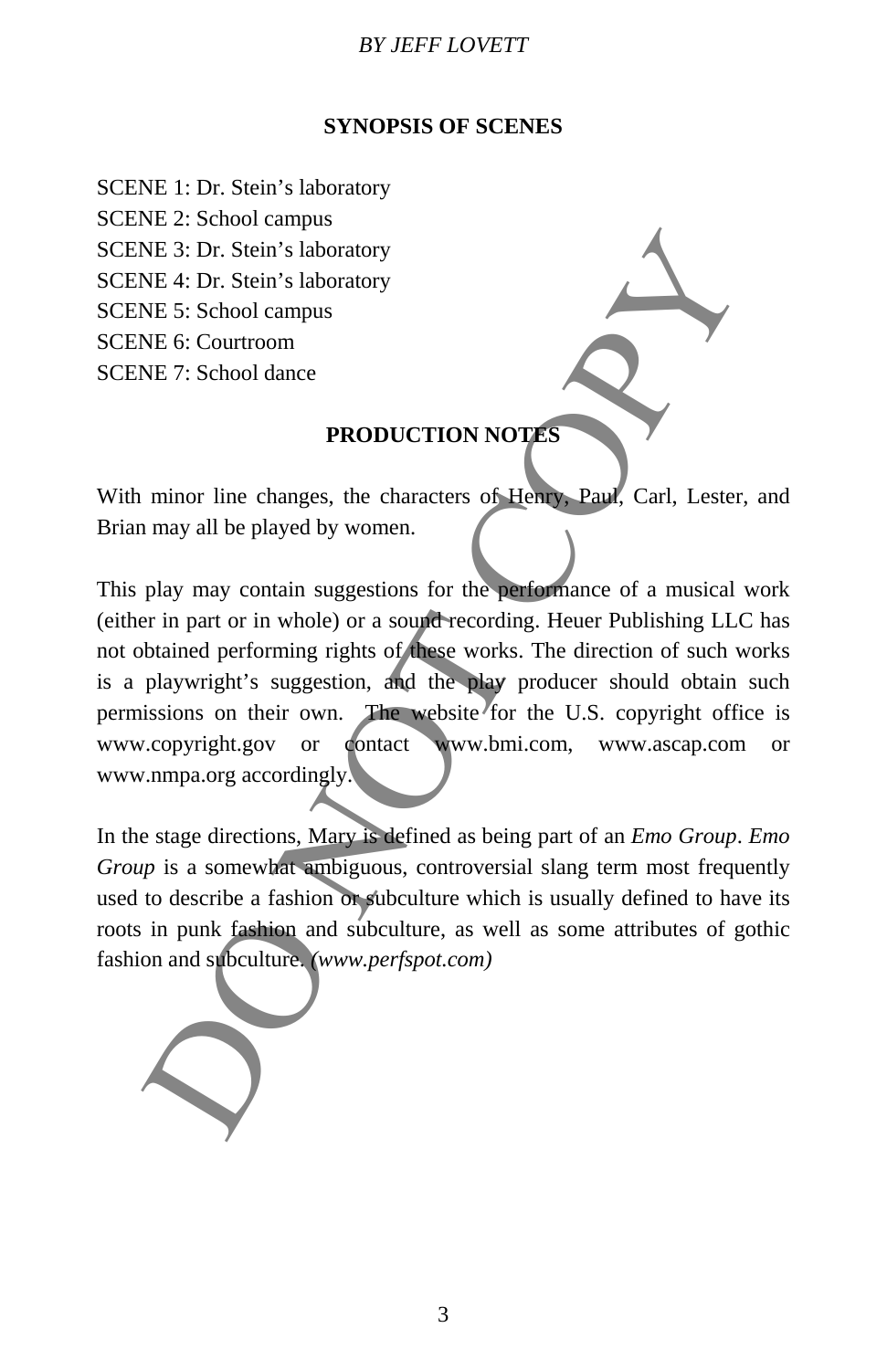## SYNOPSIS OF SCENES

SCENE 1: Dr. Stein's laboratory
SCENE 2: School campus
SCENE 3: Dr. Stein's laboratory
SCENE 4: Dr. Stein's laboratory
SCENE 5: School campus
SCENE 6: Courtroom
SCENE 7: School dance

## PRODUCTION NOTES

With minor line changes, the characters of Henry, Paul, Carl, Lester, and Brian may all be played by women.

This play may contain suggestions for the performance of a musical work (either in part or in whole) or a sound recording. Heuer Publishing LLC has not obtained performing rights of these works. The direction of such works is a playwright's suggestion, and the play producer should obtain such permissions on their own. The website for the U.S. copyright office is www.copyright.gov or contact www.bmi.com, www.ascap.com or www.nmpa.org accordingly.

In the stage directions, Mary is defined as being part of an *Emo Group*. *Emo Group* is a somewhat ambiguous, controversial slang term most frequently used to describe a fashion or subculture which is usually defined to have its roots in punk fashion and subculture, as well as some attributes of gothic fashion and subculture. *(www.perfspot.com)*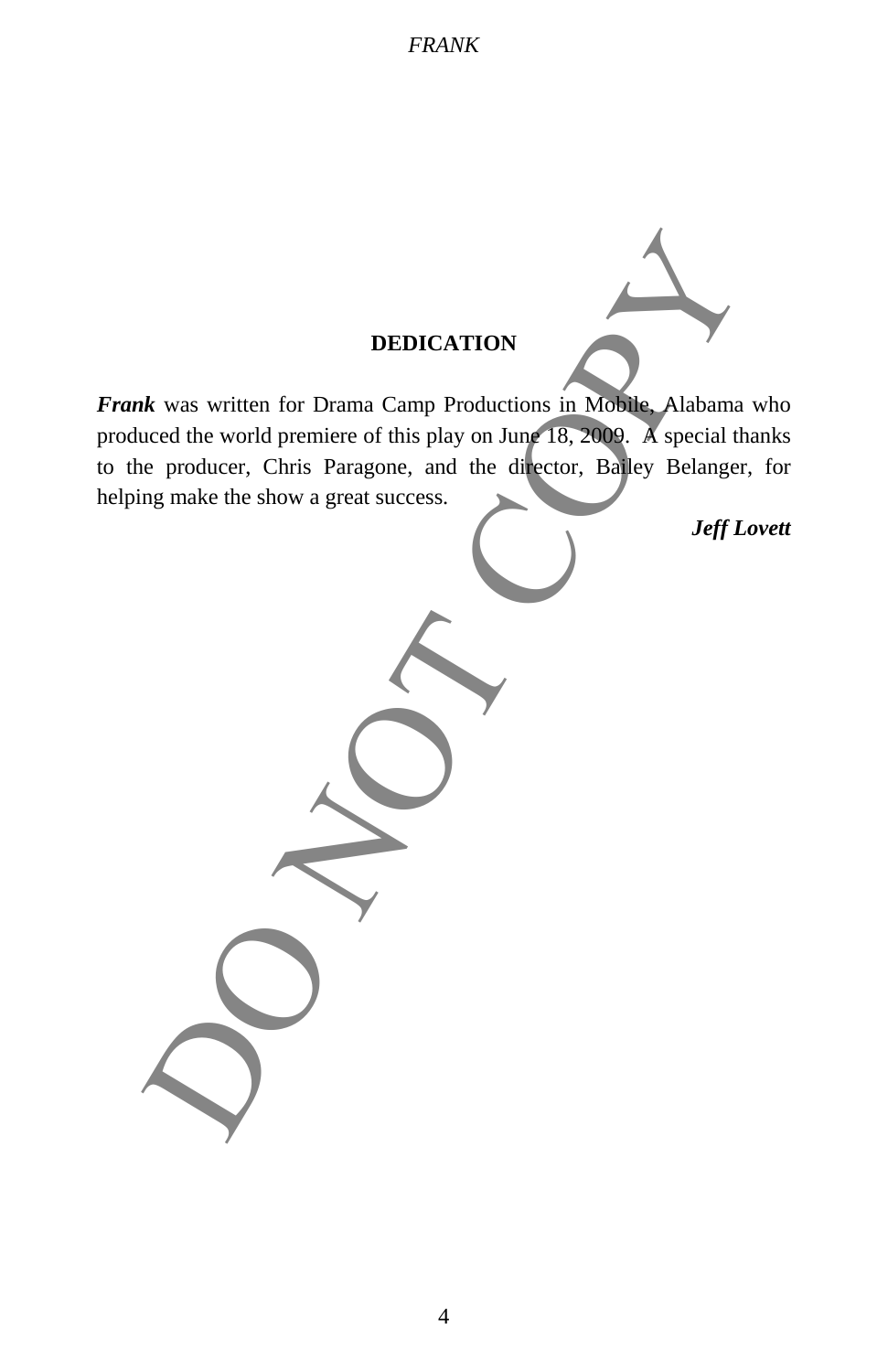## DEDICATION

***Frank*** was written for Drama Camp Productions in Mobile, Alabama who produced the world premiere of this play on June 18, 2009. A special thanks to the producer, Chris Paragone, and the director, Bailey Belanger, for helping make the show a great success.

***Jeff Lovett***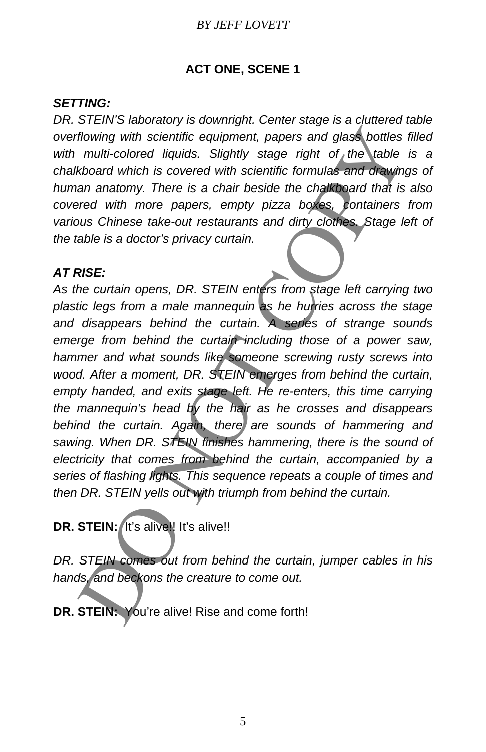## ACT ONE, SCENE 1

***SETTING:***

*DR. STEIN'S laboratory is downright. Center stage is a cluttered table overflowing with scientific equipment, papers and glass bottles filled with multi-colored liquids. Slightly stage right of the table is a chalkboard which is covered with scientific formulas and drawings of human anatomy. There is a chair beside the chalkboard that is also covered with more papers, empty pizza boxes, containers from various Chinese take-out restaurants and dirty clothes. Stage left of the table is a doctor's privacy curtain.*

***AT RISE:***

*As the curtain opens, DR. STEIN enters from stage left carrying two plastic legs from a male mannequin as he hurries across the stage and disappears behind the curtain. A series of strange sounds emerge from behind the curtain including those of a power saw, hammer and what sounds like someone screwing rusty screws into wood. After a moment, DR. STEIN emerges from behind the curtain, empty handed, and exits stage left. He re-enters, this time carrying the mannequin's head by the hair as he crosses and disappears behind the curtain. Again, there are sounds of hammering and sawing. When DR. STEIN finishes hammering, there is the sound of electricity that comes from behind the curtain, accompanied by a series of flashing lights. This sequence repeats a couple of times and then DR. STEIN yells out with triumph from behind the curtain.*

**DR. STEIN:** It's alive!! It's alive!!

*DR. STEIN comes out from behind the curtain, jumper cables in his hands, and beckons the creature to come out.*

**DR. STEIN:** You're alive! Rise and come forth!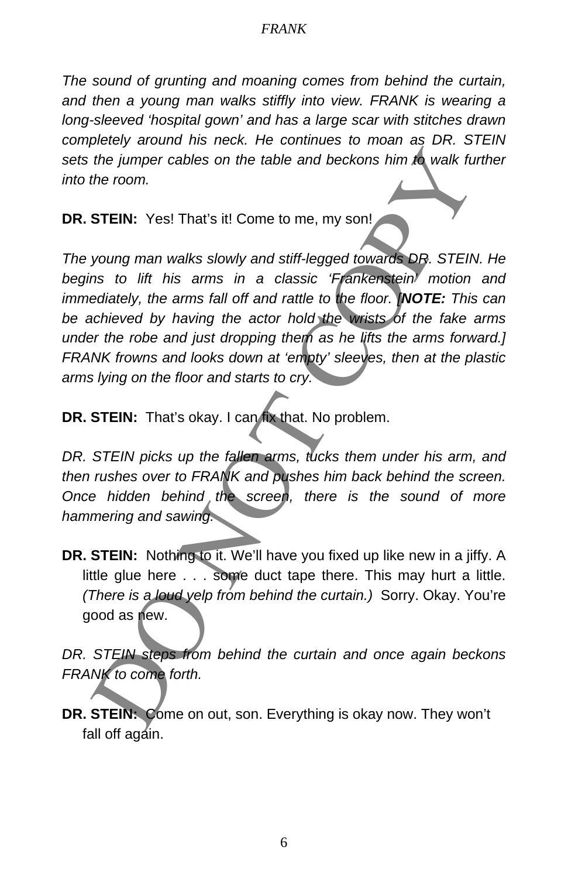*The sound of grunting and moaning comes from behind the curtain, and then a young man walks stiffly into view. FRANK is wearing a long-sleeved 'hospital gown' and has a large scar with stitches drawn completely around his neck. He continues to moan as DR. STEIN sets the jumper cables on the table and beckons him to walk further into the room.*

**DR. STEIN:** Yes! That's it! Come to me, my son!

*The young man walks slowly and stiff-legged towards DR. STEIN. He begins to lift his arms in a classic 'Frankenstein' motion and immediately, the arms fall off and rattle to the floor. [**NOTE:** This can be achieved by having the actor hold the wrists of the fake arms under the robe and just dropping them as he lifts the arms forward.] FRANK frowns and looks down at 'empty' sleeves, then at the plastic arms lying on the floor and starts to cry.*

**DR. STEIN:** That's okay. I can fix that. No problem.

*DR. STEIN picks up the fallen arms, tucks them under his arm, and then rushes over to FRANK and pushes him back behind the screen. Once hidden behind the screen, there is the sound of more hammering and sawing.*

**DR. STEIN:** Nothing to it. We'll have you fixed up like new in a jiffy. A little glue here . . . some duct tape there. This may hurt a little. *(There is a loud yelp from behind the curtain.)* Sorry. Okay. You're good as new.

*DR. STEIN steps from behind the curtain and once again beckons FRANK to come forth.*

**DR. STEIN:** Come on out, son. Everything is okay now. They won't fall off again.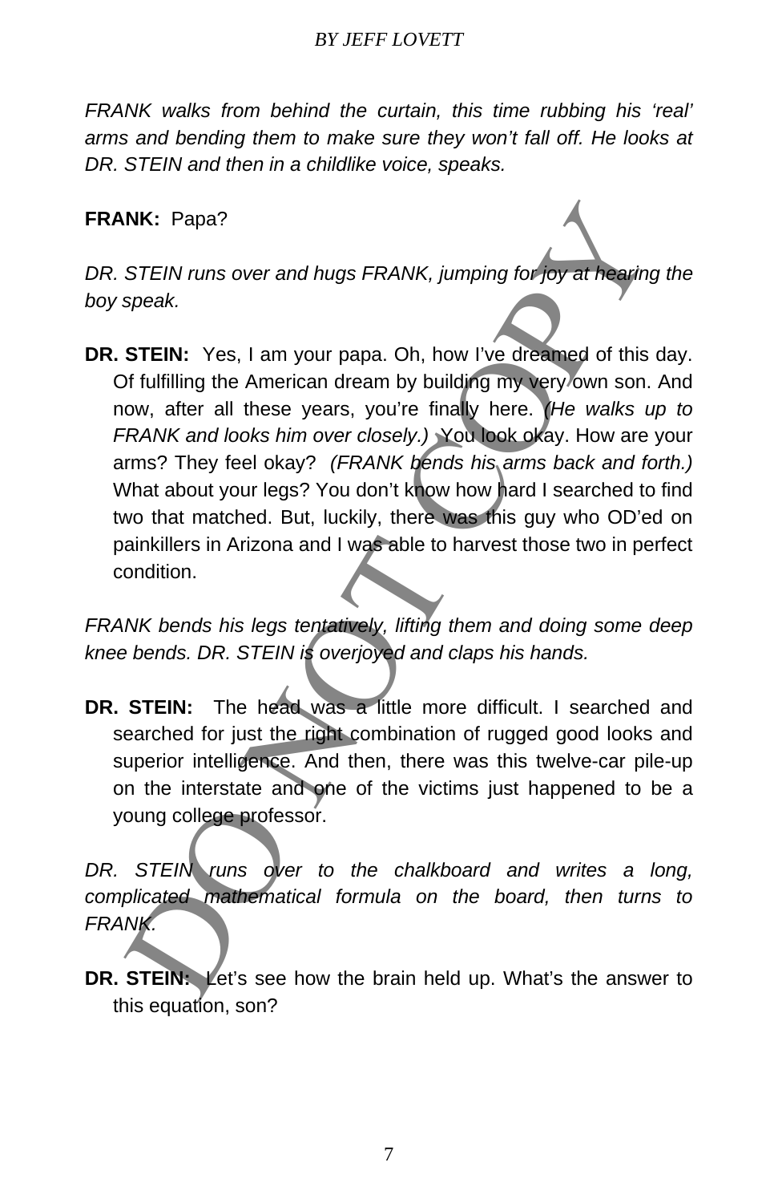*FRANK walks from behind the curtain, this time rubbing his 'real' arms and bending them to make sure they won't fall off. He looks at DR. STEIN and then in a childlike voice, speaks.*

**FRANK:** Papa?

*DR. STEIN runs over and hugs FRANK, jumping for joy at hearing the boy speak.*

**DR. STEIN:** Yes, I am your papa. Oh, how I've dreamed of this day. Of fulfilling the American dream by building my very own son. And now, after all these years, you're finally here. *(He walks up to FRANK and looks him over closely.)* You look okay. How are your arms? They feel okay? *(FRANK bends his arms back and forth.)* What about your legs? You don't know how hard I searched to find two that matched. But, luckily, there was this guy who OD'ed on painkillers in Arizona and I was able to harvest those two in perfect condition.

*FRANK bends his legs tentatively, lifting them and doing some deep knee bends. DR. STEIN is overjoyed and claps his hands.*

**DR. STEIN:** The head was a little more difficult. I searched and searched for just the right combination of rugged good looks and superior intelligence. And then, there was this twelve-car pile-up on the interstate and one of the victims just happened to be a young college professor.

*DR. STEIN runs over to the chalkboard and writes a long, complicated mathematical formula on the board, then turns to FRANK.*

**DR. STEIN:** Let's see how the brain held up. What's the answer to this equation, son?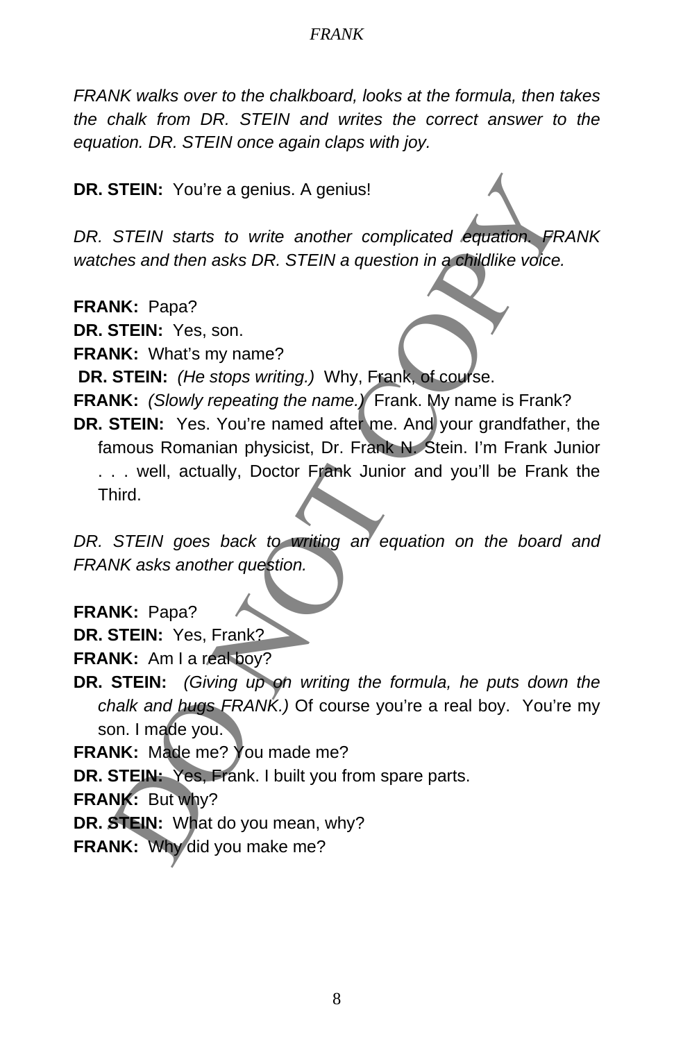*FRANK walks over to the chalkboard, looks at the formula, then takes the chalk from DR. STEIN and writes the correct answer to the equation. DR. STEIN once again claps with joy.*

**DR. STEIN:** You're a genius. A genius!

*DR. STEIN starts to write another complicated equation. FRANK watches and then asks DR. STEIN a question in a childlike voice.*

**FRANK:** Papa?

**DR. STEIN:** Yes, son.

**FRANK:** What's my name?

**DR. STEIN:** *(He stops writing.)* Why, Frank, of course.

**FRANK:** *(Slowly repeating the name.)* Frank. My name is Frank?

**DR. STEIN:** Yes. You're named after me. And your grandfather, the famous Romanian physicist, Dr. Frank N. Stein. I'm Frank Junior . . . well, actually, Doctor Frank Junior and you'll be Frank the Third.

*DR. STEIN goes back to writing an equation on the board and FRANK asks another question.*

**FRANK:** Papa?

**DR. STEIN:** Yes, Frank?

**FRANK:** Am I a real boy?

**DR. STEIN:** *(Giving up on writing the formula, he puts down the chalk and hugs FRANK.)* Of course you're a real boy. You're my son. I made you.

**FRANK:** Made me? You made me?

**DR. STEIN:** Yes, Frank. I built you from spare parts.

**FRANK:** But why?

**DR. STEIN:** What do you mean, why?

**FRANK:** Why did you make me?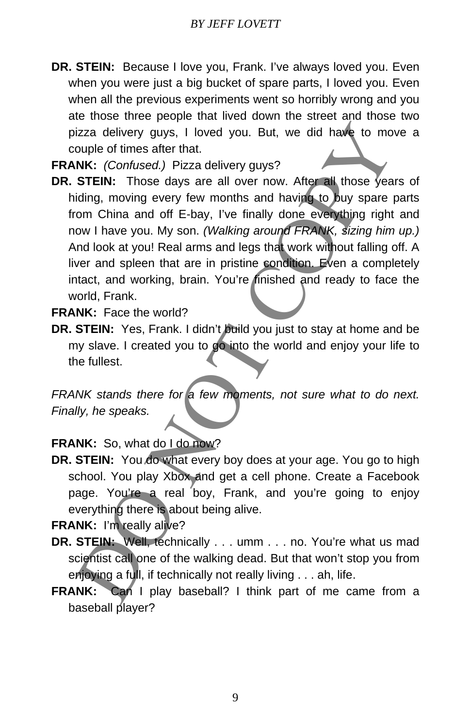**DR. STEIN:** Because I love you, Frank. I've always loved you. Even when you were just a big bucket of spare parts, I loved you. Even when all the previous experiments went so horribly wrong and you ate those three people that lived down the street and those two pizza delivery guys, I loved you. But, we did have to move a couple of times after that.

**FRANK:** *(Confused.)* Pizza delivery guys?

**DR. STEIN:** Those days are all over now. After all those years of hiding, moving every few months and having to buy spare parts from China and off E-bay, I've finally done everything right and now I have you. My son. *(Walking around FRANK, sizing him up.)* And look at you! Real arms and legs that work without falling off. A liver and spleen that are in pristine condition. Even a completely intact, and working, brain. You're finished and ready to face the world, Frank.

**FRANK:** Face the world?

**DR. STEIN:** Yes, Frank. I didn't build you just to stay at home and be my slave. I created you to go into the world and enjoy your life to the fullest.

*FRANK stands there for a few moments, not sure what to do next. Finally, he speaks.*

**FRANK:** So, what do I do now?

**DR. STEIN:** You do what every boy does at your age. You go to high school. You play Xbox and get a cell phone. Create a Facebook page. You're a real boy, Frank, and you're going to enjoy everything there is about being alive.

**FRANK:** I'm really alive?

**DR. STEIN:** Well, technically . . . umm . . . no. You're what us mad scientist call one of the walking dead. But that won't stop you from enjoying a full, if technically not really living . . . ah, life.

**FRANK:** Can I play baseball? I think part of me came from a baseball player?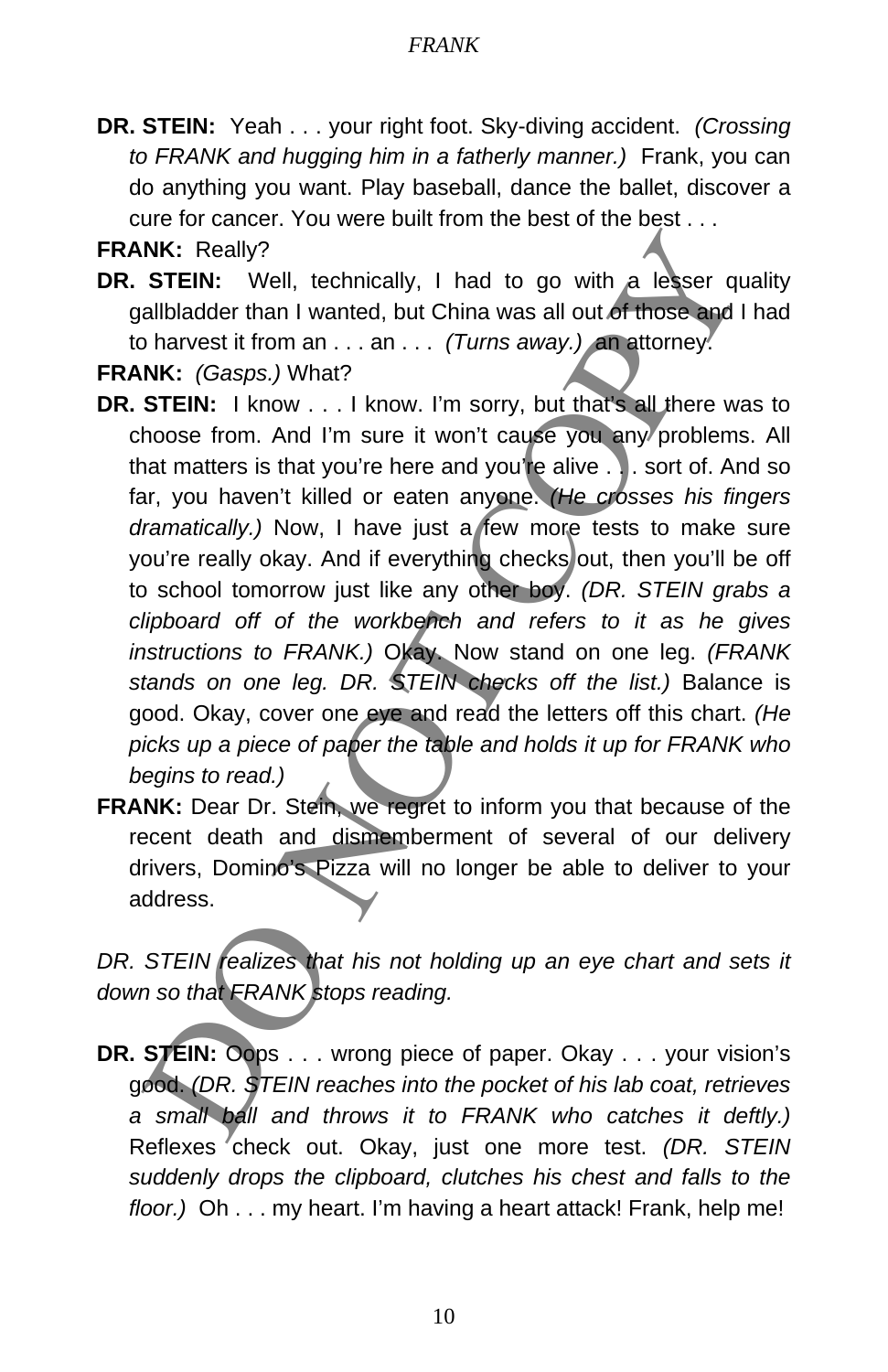**DR. STEIN:** Yeah . . . your right foot. Sky-diving accident. *(Crossing to FRANK and hugging him in a fatherly manner.)* Frank, you can do anything you want. Play baseball, dance the ballet, discover a cure for cancer. You were built from the best of the best . . .

**FRANK:** Really?

**DR. STEIN:** Well, technically, I had to go with a lesser quality gallbladder than I wanted, but China was all out of those and I had to harvest it from an . . . an . . . *(Turns away.)* an attorney.

**FRANK:** *(Gasps.)* What?

**DR. STEIN:** I know . . . I know. I'm sorry, but that's all there was to choose from. And I'm sure it won't cause you any problems. All that matters is that you're here and you're alive . . . sort of. And so far, you haven't killed or eaten anyone. *(He crosses his fingers dramatically.)* Now, I have just a few more tests to make sure you're really okay. And if everything checks out, then you'll be off to school tomorrow just like any other boy. *(DR. STEIN grabs a clipboard off of the workbench and refers to it as he gives instructions to FRANK.)* Okay. Now stand on one leg. *(FRANK stands on one leg. DR. STEIN checks off the list.)* Balance is good. Okay, cover one eye and read the letters off this chart. *(He picks up a piece of paper the table and holds it up for FRANK who begins to read.)*

**FRANK:** Dear Dr. Stein, we regret to inform you that because of the recent death and dismemberment of several of our delivery drivers, Domino's Pizza will no longer be able to deliver to your address.

*DR. STEIN realizes that his not holding up an eye chart and sets it down so that FRANK stops reading.*

**DR. STEIN:** Oops . . . wrong piece of paper. Okay . . . your vision's good. *(DR. STEIN reaches into the pocket of his lab coat, retrieves a small ball and throws it to FRANK who catches it deftly.)* Reflexes check out. Okay, just one more test. *(DR. STEIN suddenly drops the clipboard, clutches his chest and falls to the floor.)* Oh . . . my heart. I'm having a heart attack! Frank, help me!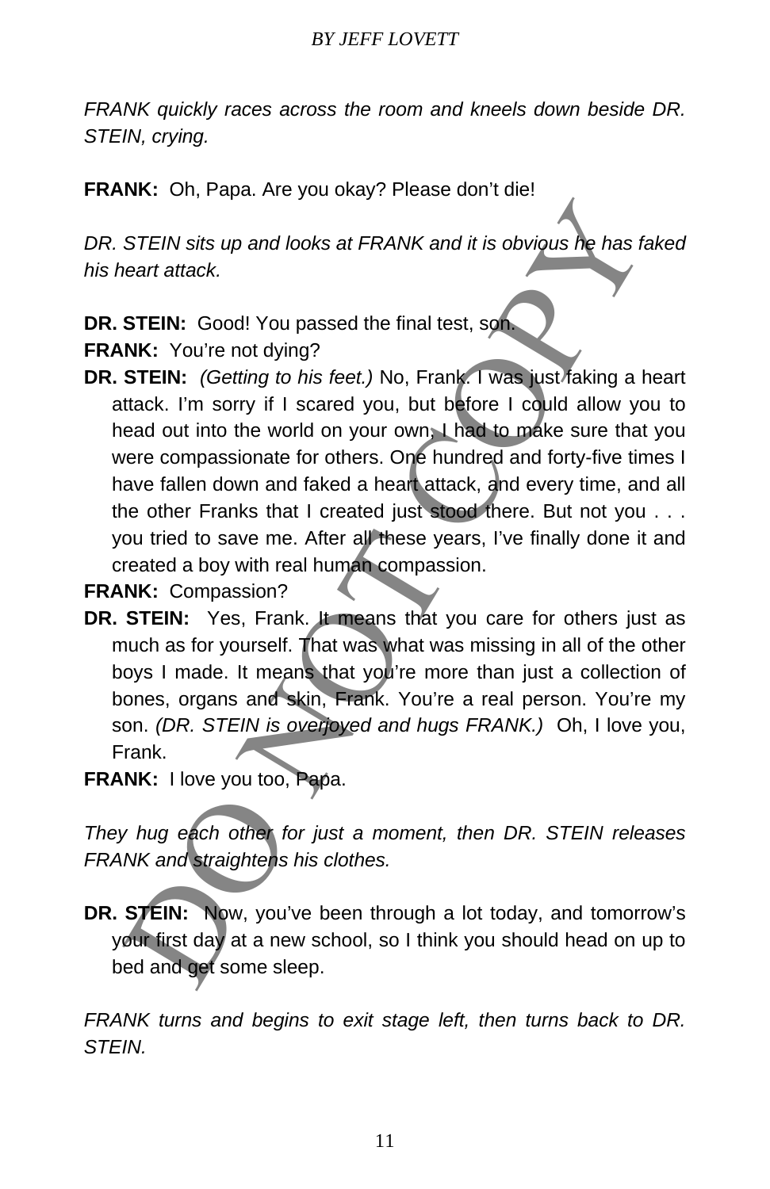*FRANK quickly races across the room and kneels down beside DR. STEIN, crying.*

**FRANK:** Oh, Papa. Are you okay? Please don't die!

*DR. STEIN sits up and looks at FRANK and it is obvious he has faked his heart attack.*

**DR. STEIN:** Good! You passed the final test, son.

**FRANK:** You're not dying?

**DR. STEIN:** *(Getting to his feet.)* No, Frank. I was just faking a heart attack. I'm sorry if I scared you, but before I could allow you to head out into the world on your own, I had to make sure that you were compassionate for others. One hundred and forty-five times I have fallen down and faked a heart attack, and every time, and all the other Franks that I created just stood there. But not you . . . you tried to save me. After all these years, I've finally done it and created a boy with real human compassion.

**FRANK:** Compassion?

**DR. STEIN:** Yes, Frank. It means that you care for others just as much as for yourself. That was what was missing in all of the other boys I made. It means that you're more than just a collection of bones, organs and skin, Frank. You're a real person. You're my son. *(DR. STEIN is overjoyed and hugs FRANK.)* Oh, I love you, Frank.

**FRANK:** I love you too, Papa.

*They hug each other for just a moment, then DR. STEIN releases FRANK and straightens his clothes.*

**DR. STEIN:** Now, you've been through a lot today, and tomorrow's your first day at a new school, so I think you should head on up to bed and get some sleep.

*FRANK turns and begins to exit stage left, then turns back to DR. STEIN.*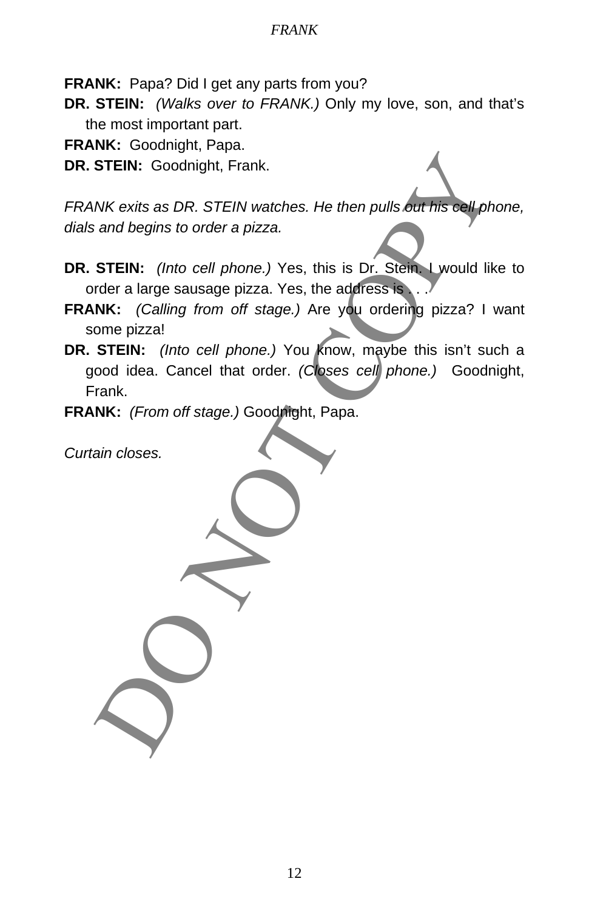**FRANK:** Papa? Did I get any parts from you?

**DR. STEIN:** *(Walks over to FRANK.)* Only my love, son, and that's the most important part.

**FRANK:** Goodnight, Papa.

**DR. STEIN:** Goodnight, Frank.

*FRANK exits as DR. STEIN watches. He then pulls out his cell phone, dials and begins to order a pizza.*

**DR. STEIN:** *(Into cell phone.)* Yes, this is Dr. Stein. I would like to order a large sausage pizza. Yes, the address is . . .

**FRANK:** *(Calling from off stage.)* Are you ordering pizza? I want some pizza!

**DR. STEIN:** *(Into cell phone.)* You know, maybe this isn't such a good idea. Cancel that order. *(Closes cell phone.)* Goodnight, Frank.

**FRANK:** *(From off stage.)* Goodnight, Papa.

*Curtain closes.*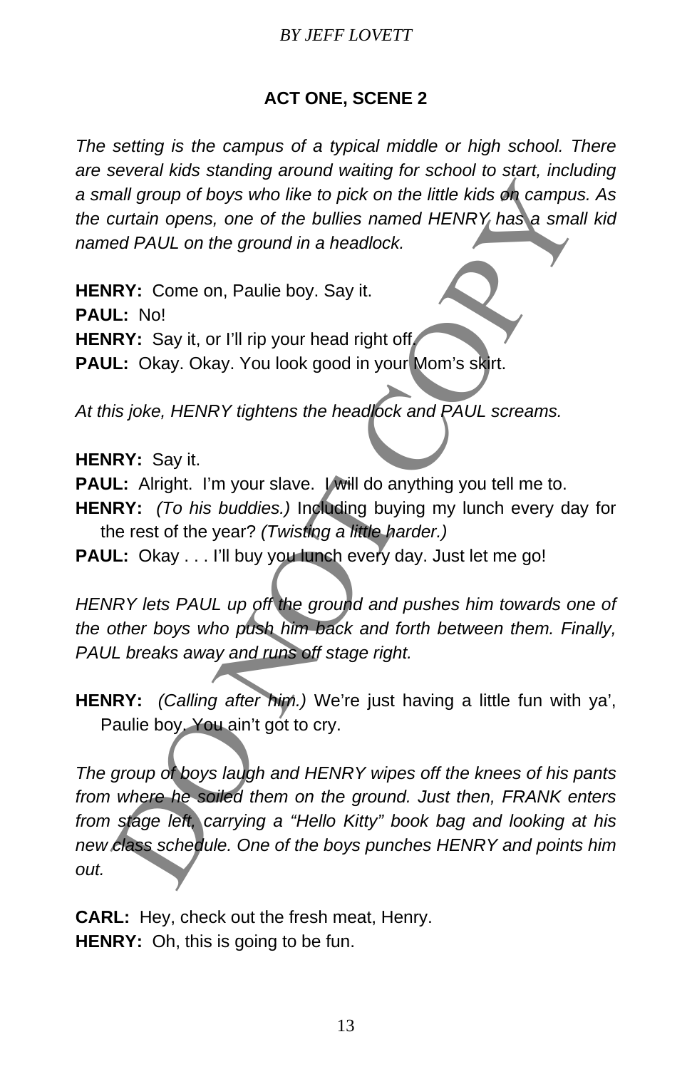## ACT ONE, SCENE 2

*The setting is the campus of a typical middle or high school. There are several kids standing around waiting for school to start, including a small group of boys who like to pick on the little kids on campus. As the curtain opens, one of the bullies named HENRY has a small kid named PAUL on the ground in a headlock.*

**HENRY:** Come on, Paulie boy. Say it.

**PAUL:** No!

**HENRY:** Say it, or I'll rip your head right off.

**PAUL:** Okay. Okay. You look good in your Mom's skirt.

*At this joke, HENRY tightens the headlock and PAUL screams.*

**HENRY:** Say it.

**PAUL:** Alright. I'm your slave. I will do anything you tell me to.

**HENRY:** *(To his buddies.)* Including buying my lunch every day for the rest of the year? *(Twisting a little harder.)*

**PAUL:** Okay . . . I'll buy you lunch every day. Just let me go!

*HENRY lets PAUL up off the ground and pushes him towards one of the other boys who push him back and forth between them. Finally, PAUL breaks away and runs off stage right.*

**HENRY:** *(Calling after him.)* We're just having a little fun with ya', Paulie boy. You ain't got to cry.

*The group of boys laugh and HENRY wipes off the knees of his pants from where he soiled them on the ground. Just then, FRANK enters from stage left, carrying a "Hello Kitty" book bag and looking at his new class schedule. One of the boys punches HENRY and points him out.*

**CARL:** Hey, check out the fresh meat, Henry.

**HENRY:** Oh, this is going to be fun.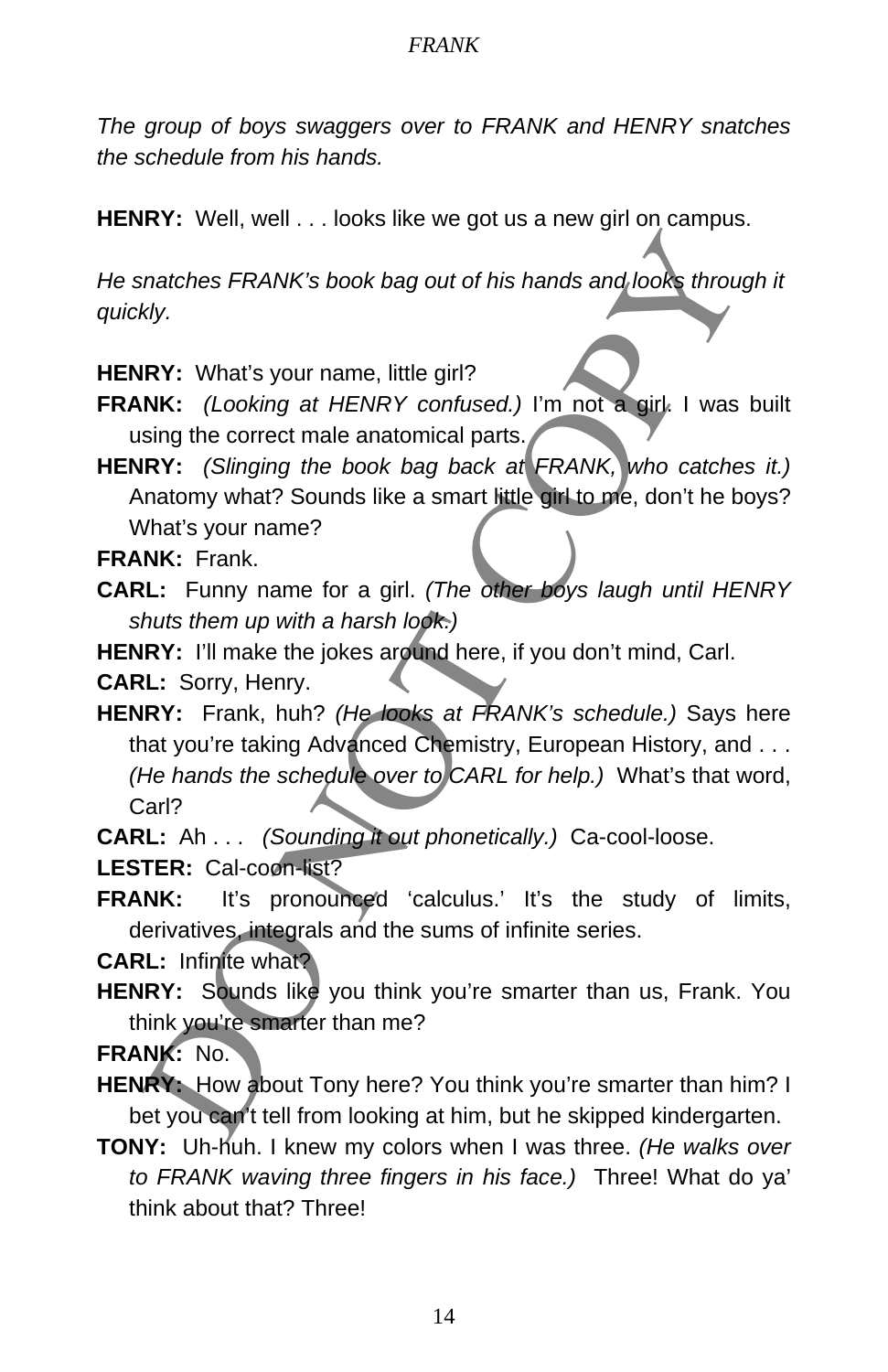*The group of boys swaggers over to FRANK and HENRY snatches the schedule from his hands.*

**HENRY:** Well, well . . . looks like we got us a new girl on campus.

*He snatches FRANK's book bag out of his hands and looks through it quickly.*

**HENRY:** What's your name, little girl?

**FRANK:** *(Looking at HENRY confused.)* I'm not a girl. I was built using the correct male anatomical parts.

**HENRY:** *(Slinging the book bag back at FRANK, who catches it.)* Anatomy what? Sounds like a smart little girl to me, don't he boys? What's your name?

**FRANK:** Frank.

**CARL:** Funny name for a girl. *(The other boys laugh until HENRY shuts them up with a harsh look.)*

**HENRY:** I'll make the jokes around here, if you don't mind, Carl.

**CARL:** Sorry, Henry.

**HENRY:** Frank, huh? *(He looks at FRANK's schedule.)* Says here that you're taking Advanced Chemistry, European History, and . . . *(He hands the schedule over to CARL for help.)* What's that word, Carl?

**CARL:** Ah . . . *(Sounding it out phonetically.)* Ca-cool-loose.

**LESTER:** Cal-coon-list?

**FRANK:** It's pronounced 'calculus.' It's the study of limits, derivatives, integrals and the sums of infinite series.

**CARL:** Infinite what?

**HENRY:** Sounds like you think you're smarter than us, Frank. You think you're smarter than me?

**FRANK:** No.

**HENRY:** How about Tony here? You think you're smarter than him? I bet you can't tell from looking at him, but he skipped kindergarten.

**TONY:** Uh-huh. I knew my colors when I was three. *(He walks over to FRANK waving three fingers in his face.)* Three! What do ya' think about that? Three!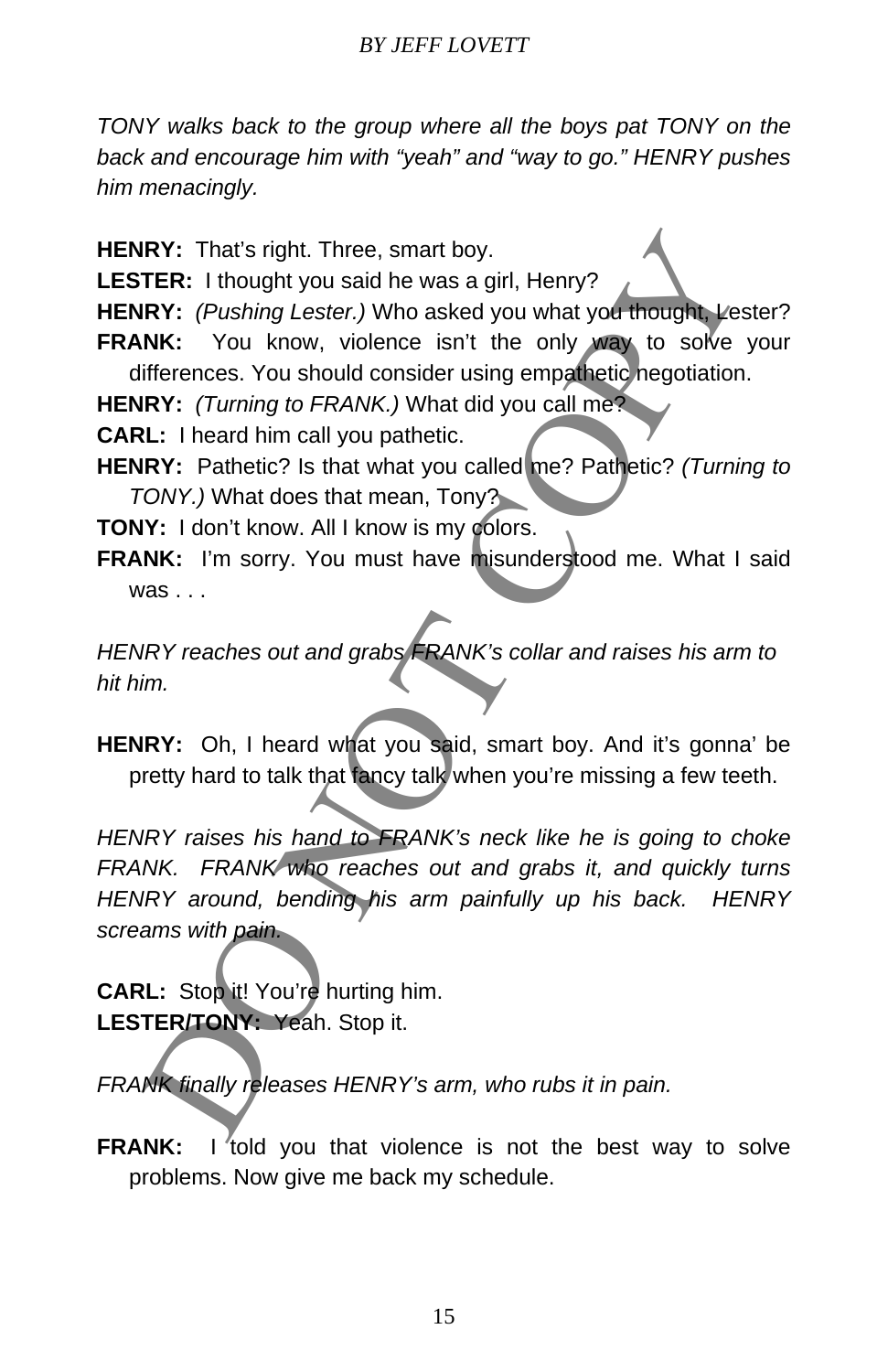*TONY walks back to the group where all the boys pat TONY on the back and encourage him with "yeah" and "way to go." HENRY pushes him menacingly.*

**HENRY:** That's right. Three, smart boy.

**LESTER:** I thought you said he was a girl, Henry?

**HENRY:** *(Pushing Lester.)* Who asked you what you thought, Lester?

**FRANK:** You know, violence isn't the only way to solve your differences. You should consider using empathetic negotiation.

**HENRY:** *(Turning to FRANK.)* What did you call me?

**CARL:** I heard him call you pathetic.

**HENRY:** Pathetic? Is that what you called me? Pathetic? *(Turning to TONY.)* What does that mean, Tony?

**TONY:** I don't know. All I know is my colors.

**FRANK:** I'm sorry. You must have misunderstood me. What I said was . . .

*HENRY reaches out and grabs FRANK's collar and raises his arm to hit him.*

**HENRY:** Oh, I heard what you said, smart boy. And it's gonna' be pretty hard to talk that fancy talk when you're missing a few teeth.

*HENRY raises his hand to FRANK's neck like he is going to choke FRANK. FRANK who reaches out and grabs it, and quickly turns HENRY around, bending his arm painfully up his back. HENRY screams with pain.*

**CARL:** Stop it! You're hurting him.

**LESTER/TONY:** Yeah. Stop it.

*FRANK finally releases HENRY's arm, who rubs it in pain.*

**FRANK:** I told you that violence is not the best way to solve problems. Now give me back my schedule.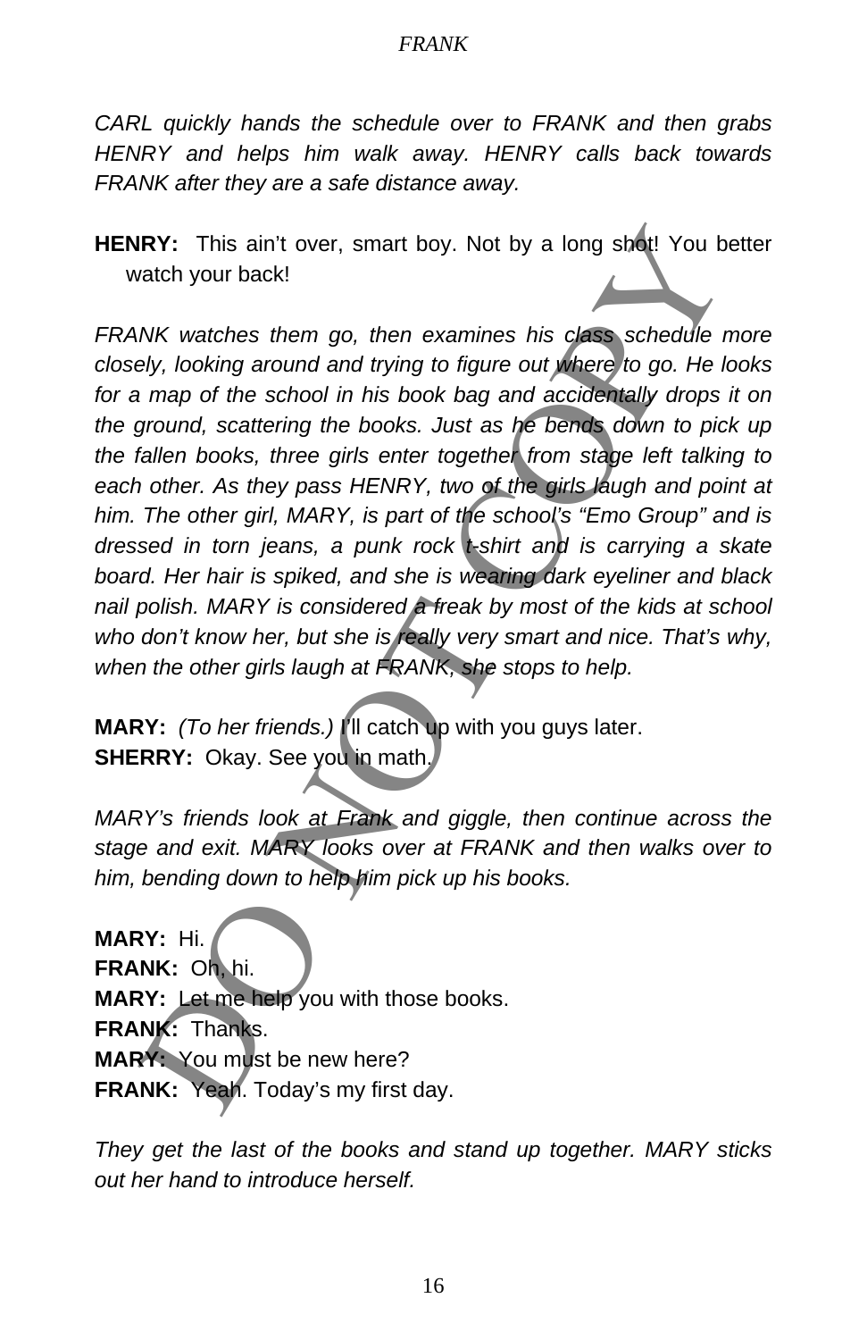*CARL quickly hands the schedule over to FRANK and then grabs HENRY and helps him walk away. HENRY calls back towards FRANK after they are a safe distance away.*

**HENRY:** This ain't over, smart boy. Not by a long shot! You better watch your back!

*FRANK watches them go, then examines his class schedule more closely, looking around and trying to figure out where to go. He looks for a map of the school in his book bag and accidentally drops it on the ground, scattering the books. Just as he bends down to pick up the fallen books, three girls enter together from stage left talking to each other. As they pass HENRY, two of the girls laugh and point at him. The other girl, MARY, is part of the school's "Emo Group" and is dressed in torn jeans, a punk rock t-shirt and is carrying a skate board. Her hair is spiked, and she is wearing dark eyeliner and black nail polish. MARY is considered a freak by most of the kids at school who don't know her, but she is really very smart and nice. That's why, when the other girls laugh at FRANK, she stops to help.*

**MARY:** *(To her friends.)* I'll catch up with you guys later.
**SHERRY:** Okay. See you in math.

*MARY's friends look at Frank and giggle, then continue across the stage and exit. MARY looks over at FRANK and then walks over to him, bending down to help him pick up his books.*

**MARY:** Hi.
**FRANK:** Oh, hi.
**MARY:** Let me help you with those books.
**FRANK:** Thanks.
**MARY:** You must be new here?
**FRANK:** Yeah. Today's my first day.

*They get the last of the books and stand up together. MARY sticks out her hand to introduce herself.*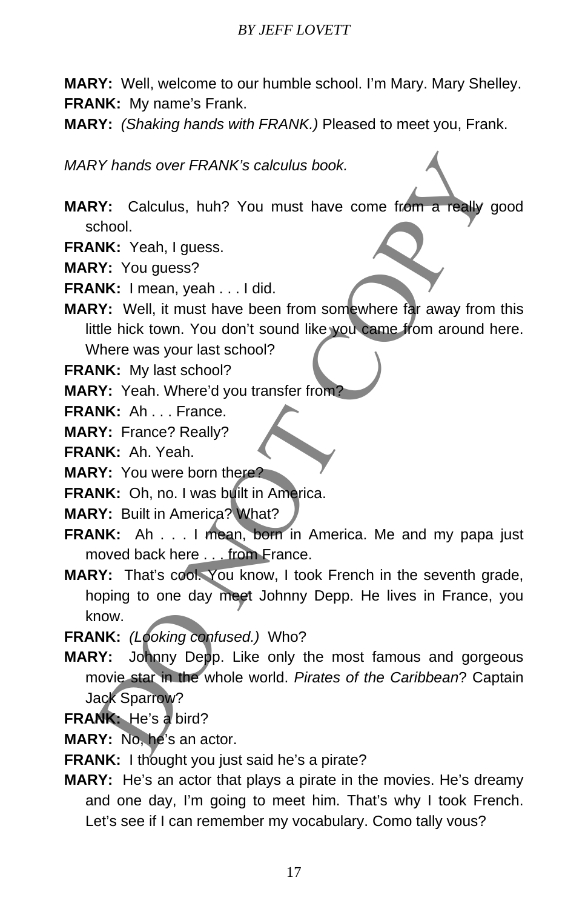**MARY:** Well, welcome to our humble school. I'm Mary. Mary Shelley.

**FRANK:** My name's Frank.

**MARY:** *(Shaking hands with FRANK.)* Pleased to meet you, Frank.

*MARY hands over FRANK's calculus book.*

**MARY:** Calculus, huh? You must have come from a really good school.

**FRANK:** Yeah, I guess.

**MARY:** You guess?

**FRANK:** I mean, yeah . . . I did.

**MARY:** Well, it must have been from somewhere far away from this little hick town. You don't sound like you came from around here. Where was your last school?

**FRANK:** My last school?

**MARY:** Yeah. Where'd you transfer from?

**FRANK:** Ah . . . France.

**MARY:** France? Really?

**FRANK:** Ah. Yeah.

**MARY:** You were born there?

**FRANK:** Oh, no. I was built in America.

**MARY:** Built in America? What?

**FRANK:** Ah . . . I mean, born in America. Me and my papa just moved back here . . . from France.

**MARY:** That's cool. You know, I took French in the seventh grade, hoping to one day meet Johnny Depp. He lives in France, you know.

**FRANK:** *(Looking confused.)* Who?

**MARY:** Johnny Depp. Like only the most famous and gorgeous movie star in the whole world. *Pirates of the Caribbean*? Captain Jack Sparrow?

**FRANK:** He's a bird?

**MARY:** No, he's an actor.

**FRANK:** I thought you just said he's a pirate?

**MARY:** He's an actor that plays a pirate in the movies. He's dreamy and one day, I'm going to meet him. That's why I took French. Let's see if I can remember my vocabulary. Como tally vous?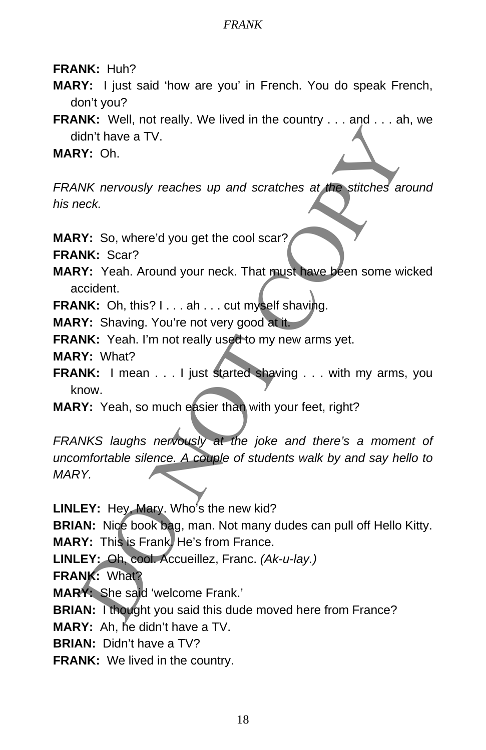**FRANK:** Huh?

**MARY:** I just said 'how are you' in French. You do speak French, don't you?

**FRANK:** Well, not really. We lived in the country . . . and . . . ah, we didn't have a TV.

**MARY:** Oh.

*FRANK nervously reaches up and scratches at the stitches around his neck.*

**MARY:** So, where'd you get the cool scar?

**FRANK:** Scar?

**MARY:** Yeah. Around your neck. That must have been some wicked accident.

**FRANK:** Oh, this? I . . . ah . . . cut myself shaving.

**MARY:** Shaving. You're not very good at it.

**FRANK:** Yeah. I'm not really used to my new arms yet.

**MARY:** What?

**FRANK:** I mean . . . I just started shaving . . . with my arms, you know.

**MARY:** Yeah, so much easier than with your feet, right?

*FRANKS laughs nervously at the joke and there's a moment of uncomfortable silence. A couple of students walk by and say hello to MARY.*

**LINLEY:** Hey, Mary. Who's the new kid?

**BRIAN:** Nice book bag, man. Not many dudes can pull off Hello Kitty.

**MARY:** This is Frank. He's from France.

**LINLEY:** Oh, cool. Accueillez, Franc. *(Ak-u-lay.)*

**FRANK:** What?

**MARY:** She said 'welcome Frank.'

**BRIAN:** I thought you said this dude moved here from France?

**MARY:** Ah, he didn't have a TV.

**BRIAN:** Didn't have a TV?

**FRANK:** We lived in the country.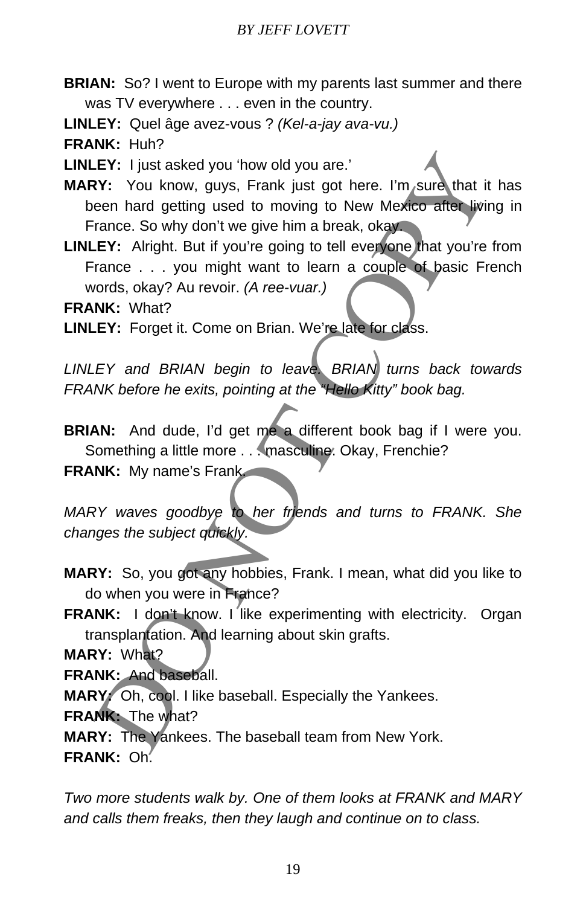**BRIAN:** So? I went to Europe with my parents last summer and there was TV everywhere . . . even in the country.

**LINLEY:** Quel âge avez-vous ? *(Kel-a-jay ava-vu.)*

**FRANK:** Huh?

**LINLEY:** I just asked you 'how old you are.'

**MARY:** You know, guys, Frank just got here. I'm sure that it has been hard getting used to moving to New Mexico after living in France. So why don't we give him a break, okay.

**LINLEY:** Alright. But if you're going to tell everyone that you're from France . . . you might want to learn a couple of basic French words, okay? Au revoir. *(A ree-vuar.)*

**FRANK:** What?

**LINLEY:** Forget it. Come on Brian. We're late for class.

*LINLEY and BRIAN begin to leave. BRIAN turns back towards FRANK before he exits, pointing at the "Hello Kitty" book bag.*

**BRIAN:** And dude, I'd get me a different book bag if I were you. Something a little more . . . masculine. Okay, Frenchie?

**FRANK:** My name's Frank.

*MARY waves goodbye to her friends and turns to FRANK. She changes the subject quickly.*

**MARY:** So, you got any hobbies, Frank. I mean, what did you like to do when you were in France?

**FRANK:** I don't know. I like experimenting with electricity. Organ transplantation. And learning about skin grafts.

**MARY:** What?

**FRANK:** And baseball.

**MARY:** Oh, cool. I like baseball. Especially the Yankees.

**FRANK:** The what?

**MARY:** The Yankees. The baseball team from New York.

**FRANK:** Oh.

*Two more students walk by. One of them looks at FRANK and MARY and calls them freaks, then they laugh and continue on to class.*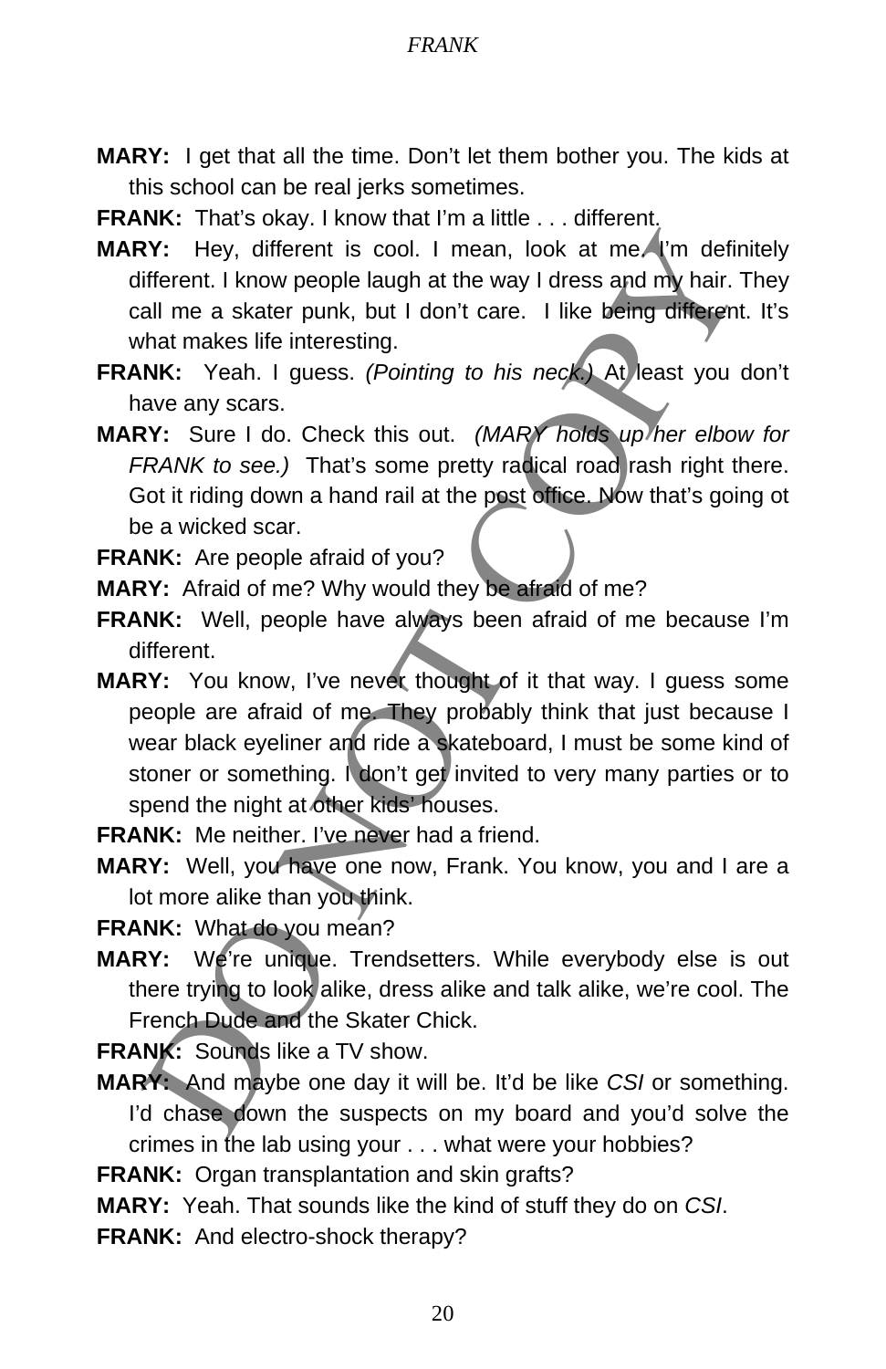**MARY:** I get that all the time. Don't let them bother you. The kids at this school can be real jerks sometimes.

**FRANK:** That's okay. I know that I'm a little . . . different.

**MARY:** Hey, different is cool. I mean, look at me. I'm definitely different. I know people laugh at the way I dress and my hair. They call me a skater punk, but I don't care. I like being different. It's what makes life interesting.

**FRANK:** Yeah. I guess. *(Pointing to his neck.)* At least you don't have any scars.

**MARY:** Sure I do. Check this out. *(MARY holds up her elbow for FRANK to see.)* That's some pretty radical road rash right there. Got it riding down a hand rail at the post office. Now that's going ot be a wicked scar.

**FRANK:** Are people afraid of you?

**MARY:** Afraid of me? Why would they be afraid of me?

**FRANK:** Well, people have always been afraid of me because I'm different.

**MARY:** You know, I've never thought of it that way. I guess some people are afraid of me. They probably think that just because I wear black eyeliner and ride a skateboard, I must be some kind of stoner or something. I don't get invited to very many parties or to spend the night at other kids' houses.

**FRANK:** Me neither. I've never had a friend.

**MARY:** Well, you have one now, Frank. You know, you and I are a lot more alike than you think.

**FRANK:** What do you mean?

**MARY:** We're unique. Trendsetters. While everybody else is out there trying to look alike, dress alike and talk alike, we're cool. The French Dude and the Skater Chick.

**FRANK:** Sounds like a TV show.

**MARY:** And maybe one day it will be. It'd be like *CSI* or something. I'd chase down the suspects on my board and you'd solve the crimes in the lab using your . . . what were your hobbies?

**FRANK:** Organ transplantation and skin grafts?

**MARY:** Yeah. That sounds like the kind of stuff they do on *CSI*.

**FRANK:** And electro-shock therapy?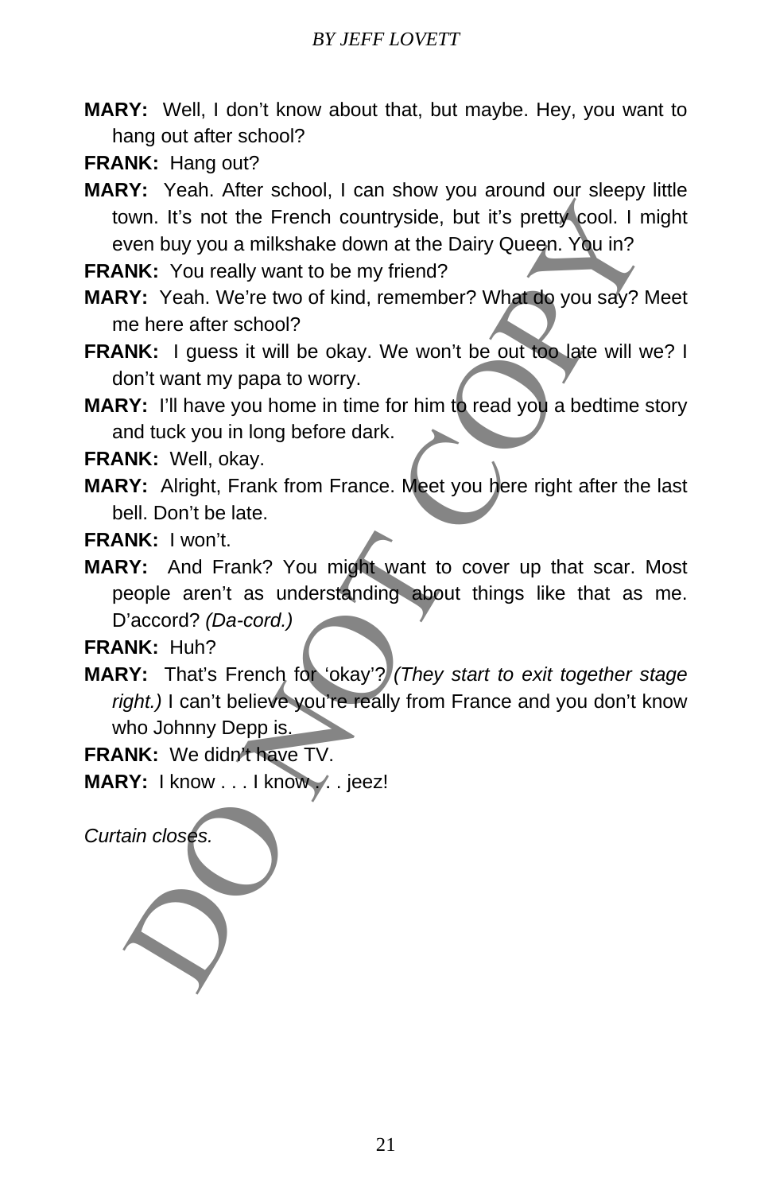**MARY:** Well, I don't know about that, but maybe. Hey, you want to hang out after school?

**FRANK:** Hang out?

**MARY:** Yeah. After school, I can show you around our sleepy little town. It's not the French countryside, but it's pretty cool. I might even buy you a milkshake down at the Dairy Queen. You in?

**FRANK:** You really want to be my friend?

**MARY:** Yeah. We're two of kind, remember? What do you say? Meet me here after school?

**FRANK:** I guess it will be okay. We won't be out too late will we? I don't want my papa to worry.

**MARY:** I'll have you home in time for him to read you a bedtime story and tuck you in long before dark.

**FRANK:** Well, okay.

**MARY:** Alright, Frank from France. Meet you here right after the last bell. Don't be late.

**FRANK:** I won't.

**MARY:** And Frank? You might want to cover up that scar. Most people aren't as understanding about things like that as me. D'accord? *(Da-cord.)*

**FRANK:** Huh?

**MARY:** That's French for 'okay'? *(They start to exit together stage right.)* I can't believe you're really from France and you don't know who Johnny Depp is.

**FRANK:** We didn't have TV.

**MARY:** I know . . . I know . . . jeez!

*Curtain closes.*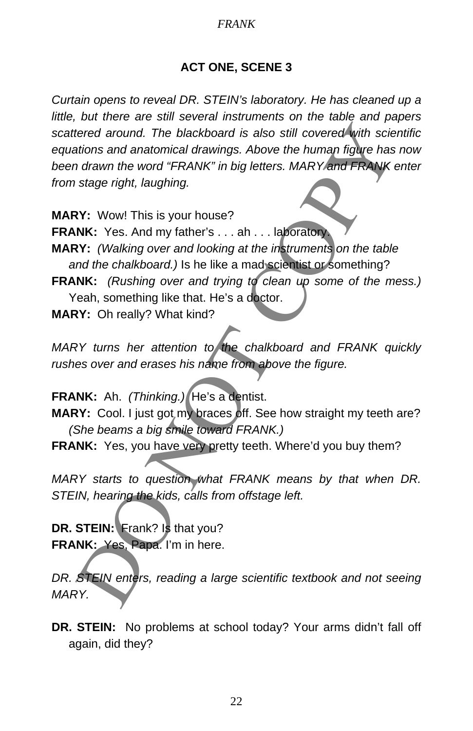## ACT ONE, SCENE 3

*Curtain opens to reveal DR. STEIN's laboratory. He has cleaned up a little, but there are still several instruments on the table and papers scattered around. The blackboard is also still covered with scientific equations and anatomical drawings. Above the human figure has now been drawn the word "FRANK" in big letters. MARY and FRANK enter from stage right, laughing.*

**MARY:** Wow! This is your house?

**FRANK:** Yes. And my father's . . . ah . . . laboratory.

**MARY:** *(Walking over and looking at the instruments on the table and the chalkboard.)* Is he like a mad scientist or something?

**FRANK:** *(Rushing over and trying to clean up some of the mess.)* Yeah, something like that. He's a doctor.

**MARY:** Oh really? What kind?

*MARY turns her attention to the chalkboard and FRANK quickly rushes over and erases his name from above the figure.*

**FRANK:** Ah. *(Thinking.)* He's a dentist.

**MARY:** Cool. I just got my braces off. See how straight my teeth are? *(She beams a big smile toward FRANK.)*

**FRANK:** Yes, you have very pretty teeth. Where'd you buy them?

*MARY starts to question what FRANK means by that when DR. STEIN, hearing the kids, calls from offstage left.*

**DR. STEIN:** Frank? Is that you?

**FRANK:** Yes, Papa. I'm in here.

*DR. STEIN enters, reading a large scientific textbook and not seeing MARY.*

**DR. STEIN:** No problems at school today? Your arms didn't fall off again, did they?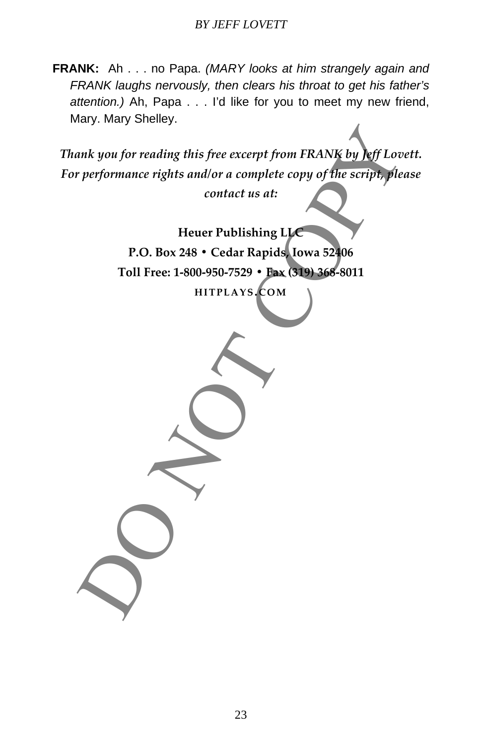**FRANK:** Ah . . . no Papa. *(MARY looks at him strangely again and FRANK laughs nervously, then clears his throat to get his father's attention.)* Ah, Papa . . . I'd like for you to meet my new friend, Mary. Mary Shelley.

*Thank you for reading this free excerpt from FRANK by Jeff Lovett. For performance rights and/or a complete copy of the script, please contact us at:*

**Heuer Publishing LLC**
**P.O. Box 248 • Cedar Rapids, Iowa 52406**
**Toll Free: 1-800-950-7529 • Fax (319) 368-8011**
**HITPLAYS.COM**

DO NOT COPY